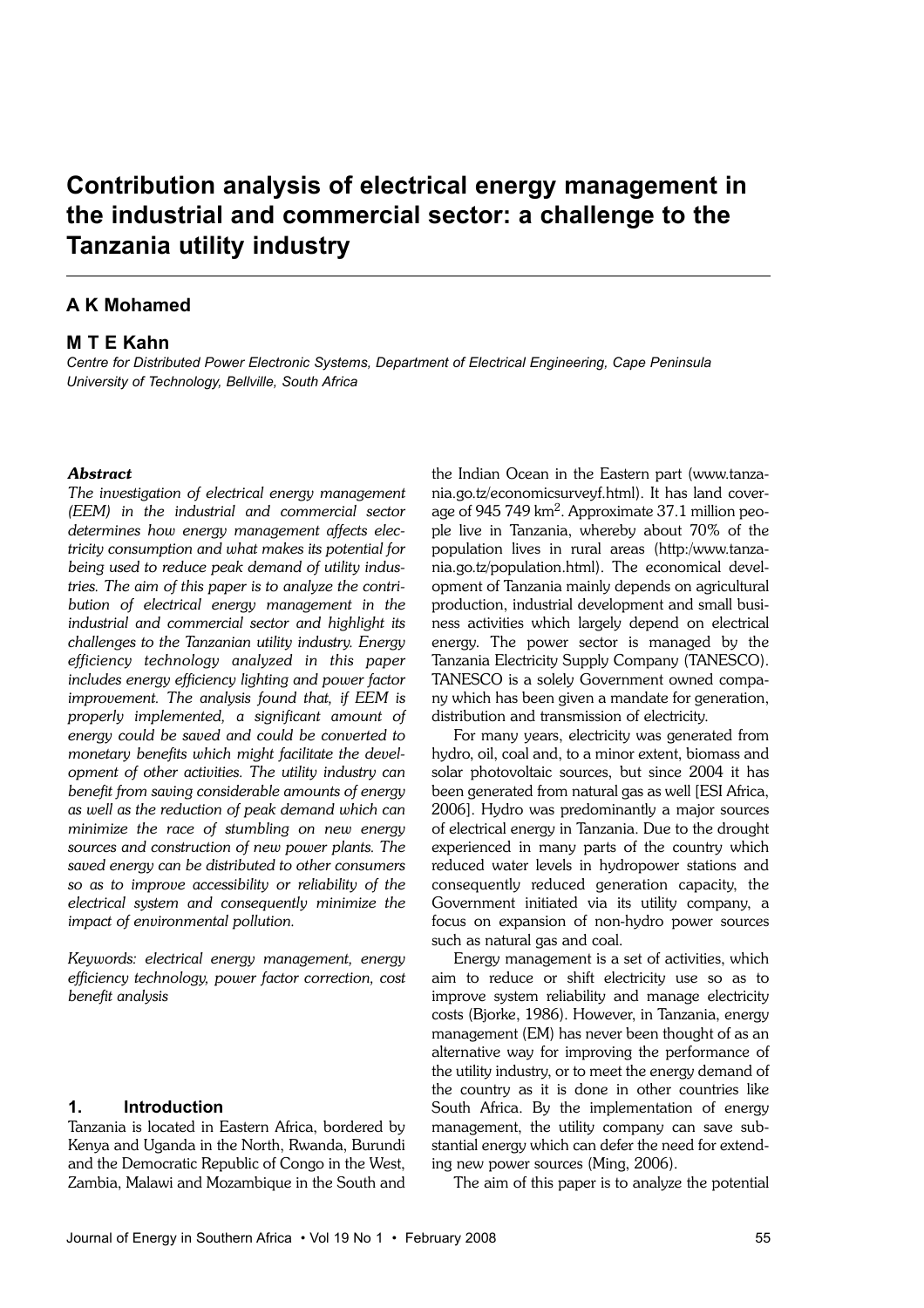# Contribution analysis of electrical energy management in the industrial and commercial sector: a challenge to the Tanzania utility industry

**A K Mohamed**

**M T E Kahn**

*Centre for Distributed Power Electronic Systems, Department of Electrical Engineering, Cape Peninsula University of Technology, Bellville, South Africa*

### *Abstract*

*The investigation of electrical energy management (EEM) in the industrial and commercial sector determines how energy management affects electricity consumption and what makes its potential for being used to reduce peak demand of utility industries. The aim of this paper is to analyze the contribution of electrical energy management in the industrial and commercial sector and highlight its challenges to the Tanzanian utility industry. Energy efficiency technology analyzed in this paper includes energy efficiency lighting and power factor improvement. The analysis found that, if EEM is properly implemented, a significant amount of energy could be saved and could be converted to monetary benefits which might facilitate the development of other activities. The utility industry can benefit from saving considerable amounts of energy as well as the reduction of peak demand which can minimize the race of stumbling on new energy sources and construction of new power plants. The saved energy can be distributed to other consumers so as to improve accessibility or reliability of the electrical system and consequently minimize the impact of environmental pollution.*

*Keywords: electrical energy management, energy efficiency technology, power factor correction, cost benefit analysis*

## 1. Introduction

Tanzania is located in Eastern Africa, bordered by Kenya and Uganda in the North, Rwanda, Burundi and the Democratic Republic of Congo in the West, Zambia, Malawi and Mozambique in the South and the Indian Ocean in the Eastern part (www.tanzania.go.tz/economicsurveyf.html). It has land coverage of 945 749 km$^2$. Approximate 37.1 million people live in Tanzania, whereby about 70% of the population lives in rural areas (http:/www.tanzania.go.tz/population.html). The economical development of Tanzania mainly depends on agricultural production, industrial development and small business activities which largely depend on electrical energy. The power sector is managed by the Tanzania Electricity Supply Company (TANESCO). TANESCO is a solely Government owned company which has been given a mandate for generation, distribution and transmission of electricity.

For many years, electricity was generated from hydro, oil, coal and, to a minor extent, biomass and solar photovoltaic sources, but since 2004 it has been generated from natural gas as well [ESI Africa, 2006]. Hydro was predominantly a major sources of electrical energy in Tanzania. Due to the drought experienced in many parts of the country which reduced water levels in hydropower stations and consequently reduced generation capacity, the Government initiated via its utility company, a focus on expansion of non-hydro power sources such as natural gas and coal.

Energy management is a set of activities, which aim to reduce or shift electricity use so as to improve system reliability and manage electricity costs (Bjorke, 1986). However, in Tanzania, energy management (EM) has never been thought of as an alternative way for improving the performance of the utility industry, or to meet the energy demand of the country as it is done in other countries like South Africa. By the implementation of energy management, the utility company can save substantial energy which can defer the need for extending new power sources (Ming, 2006).

The aim of this paper is to analyze the potential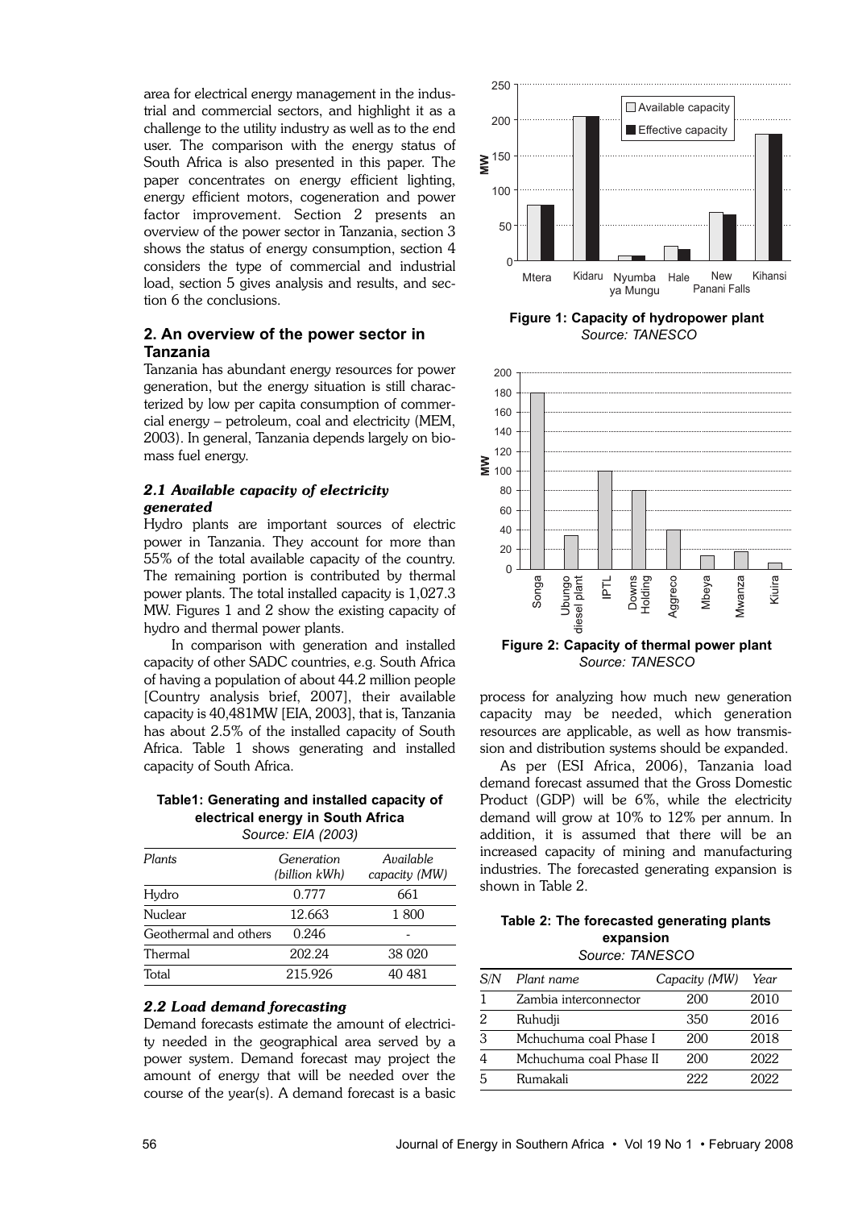area for electrical energy management in the industrial and commercial sectors, and highlight it as a challenge to the utility industry as well as to the end user. The comparison with the energy status of South Africa is also presented in this paper. The paper concentrates on energy efficient lighting, energy efficient motors, cogeneration and power factor improvement. Section 2 presents an overview of the power sector in Tanzania, section 3 shows the status of energy consumption, section 4 considers the type of commercial and industrial load, section 5 gives analysis and results, and section 6 the conclusions.

## 2. An overview of the power sector in Tanzania

Tanzania has abundant energy resources for power generation, but the energy situation is still characterized by low per capita consumption of commercial energy – petroleum, coal and electricity (MEM, 2003). In general, Tanzania depends largely on biomass fuel energy.

### 2.1 Available capacity of electricity generated

Hydro plants are important sources of electric power in Tanzania. They account for more than 55% of the total available capacity of the country. The remaining portion is contributed by thermal power plants. The total installed capacity is 1,027.3 MW. Figures 1 and 2 show the existing capacity of hydro and thermal power plants.

In comparison with generation and installed capacity of other SADC countries, e.g. South Africa of having a population of about 44.2 million people [Country analysis brief, 2007], their available capacity is 40,481MW [EIA, 2003], that is, Tanzania has about 2.5% of the installed capacity of South Africa. Table 1 shows generating and installed capacity of South Africa.

**Table1: Generating and installed capacity of electrical energy in South Africa**
*Source: EIA (2003)*

| *Plants* | *Generation (billion kWh)* | *Available capacity (MW)* |
|---|---|---|
| Hydro | 0.777 | 661 |
| Nuclear | 12.663 | 1 800 |
| Geothermal and others | 0.246 | - |
| Thermal | 202.24 | 38 020 |
| Total | 215.926 | 40 481 |

### 2.2 Load demand forecasting

Demand forecasts estimate the amount of electricity needed in the geographical area served by a power system. Demand forecast may project the amount of energy that will be needed over the course of the year(s). A demand forecast is a basic process for analyzing how much new generation capacity may be needed, which generation resources are applicable, as well as how transmission and distribution systems should be expanded.

**Figure 1: Capacity of hydropower plant**
*Source: TANESCO*

**Figure 2: Capacity of thermal power plant**
*Source: TANESCO*

As per (ESI Africa, 2006), Tanzania load demand forecast assumed that the Gross Domestic Product (GDP) will be 6%, while the electricity demand will grow at 10% to 12% per annum. In addition, it is assumed that there will be an increased capacity of mining and manufacturing industries. The forecasted generating expansion is shown in Table 2.

**Table 2: The forecasted generating plants expansion**
*Source: TANESCO*

| *S/N* | *Plant name* | *Capacity (MW)* | *Year* |
|---|---|---|---|
| 1 | Zambia interconnector | 200 | 2010 |
| 2 | Ruhudji | 350 | 2016 |
| 3 | Mchuchuma coal Phase I | 200 | 2018 |
| 4 | Mchuchuma coal Phase II | 200 | 2022 |
| 5 | Rumakali | 222 | 2022 |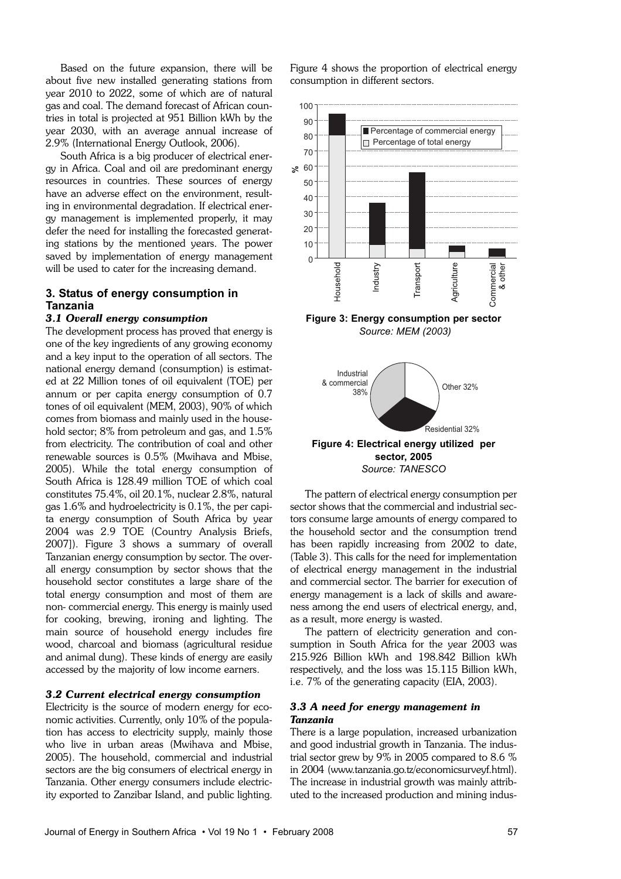Based on the future expansion, there will be about five new installed generating stations from year 2010 to 2022, some of which are of natural gas and coal. The demand forecast of African countries in total is projected at 951 Billion kWh by the year 2030, with an average annual increase of 2.9% (International Energy Outlook, 2006).

South Africa is a big producer of electrical energy in Africa. Coal and oil are predominant energy resources in countries. These sources of energy have an adverse effect on the environment, resulting in environmental degradation. If electrical energy management is implemented properly, it may defer the need for installing the forecasted generating stations by the mentioned years. The power saved by implementation of energy management will be used to cater for the increasing demand.

## 3. Status of energy consumption in Tanzania

### *3.1 Overall energy consumption*

The development process has proved that energy is one of the key ingredients of any growing economy and a key input to the operation of all sectors. The national energy demand (consumption) is estimated at 22 Million tones of oil equivalent (TOE) per annum or per capita energy consumption of 0.7 tones of oil equivalent (MEM, 2003), 90% of which comes from biomass and mainly used in the household sector; 8% from petroleum and gas, and 1.5% from electricity. The contribution of coal and other renewable sources is 0.5% (Mwihava and Mbise, 2005). While the total energy consumption of South Africa is 128.49 million TOE of which coal constitutes 75.4%, oil 20.1%, nuclear 2.8%, natural gas 1.6% and hydroelectricity is 0.1%, the per capita energy consumption of South Africa by year 2004 was 2.9 TOE (Country Analysis Briefs, 2007]). Figure 3 shows a summary of overall Tanzanian energy consumption by sector. The overall energy consumption by sector shows that the household sector constitutes a large share of the total energy consumption and most of them are non- commercial energy. This energy is mainly used for cooking, brewing, ironing and lighting. The main source of household energy includes fire wood, charcoal and biomass (agricultural residue and animal dung). These kinds of energy are easily accessed by the majority of low income earners.

### *3.2 Current electrical energy consumption*

Electricity is the source of modern energy for economic activities. Currently, only 10% of the population has access to electricity supply, mainly those who live in urban areas (Mwihava and Mbise, 2005). The household, commercial and industrial sectors are the big consumers of electrical energy in Tanzania. Other energy consumers include electricity exported to Zanzibar Island, and public lighting. Figure 4 shows the proportion of electrical energy consumption in different sectors.

**Figure 3: Energy consumption per sector**
*Source: MEM (2003)*

**Figure 4: Electrical energy utilized per sector, 2005**
*Source: TANESCO*

The pattern of electrical energy consumption per sector shows that the commercial and industrial sectors consume large amounts of energy compared to the household sector and the consumption trend has been rapidly increasing from 2002 to date, (Table 3). This calls for the need for implementation of electrical energy management in the industrial and commercial sector. The barrier for execution of energy management is a lack of skills and awareness among the end users of electrical energy, and, as a result, more energy is wasted.

The pattern of electricity generation and consumption in South Africa for the year 2003 was 215.926 Billion kWh and 198.842 Billion kWh respectively, and the loss was 15.115 Billion kWh, i.e. 7% of the generating capacity (EIA, 2003).

### *3.3 A need for energy management in Tanzania*

There is a large population, increased urbanization and good industrial growth in Tanzania. The industrial sector grew by 9% in 2005 compared to 8.6 % in 2004 (www.tanzania.go.tz/economicsurveyf.html). The increase in industrial growth was mainly attributed to the increased production and mining indus-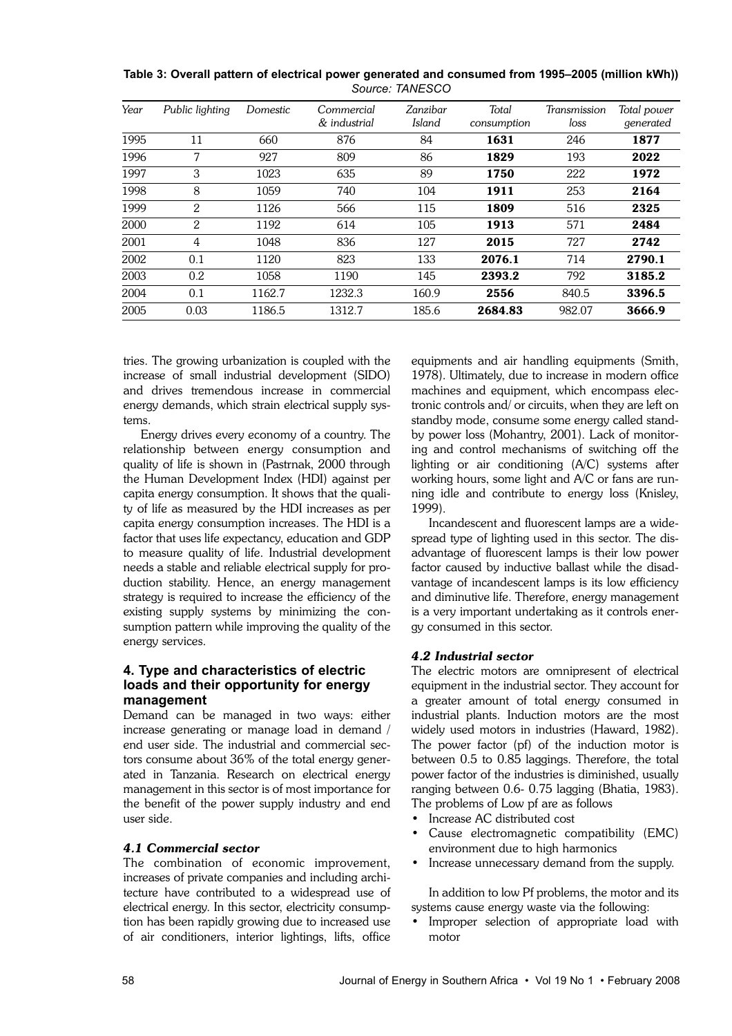**Table 3: Overall pattern of electrical power generated and consumed from 1995–2005 (million kWh))**
*Source: TANESCO*

| Year | Public lighting | Domestic | Commercial & industrial | Zanzibar Island | Total consumption | Transmission loss | Total power generated |
|---|---|---|---|---|---|---|---|
| 1995 | 11 | 660 | 876 | 84 | **1631** | 246 | **1877** |
| 1996 | 7 | 927 | 809 | 86 | **1829** | 193 | **2022** |
| 1997 | 3 | 1023 | 635 | 89 | **1750** | 222 | **1972** |
| 1998 | 8 | 1059 | 740 | 104 | **1911** | 253 | **2164** |
| 1999 | 2 | 1126 | 566 | 115 | **1809** | 516 | **2325** |
| 2000 | 2 | 1192 | 614 | 105 | **1913** | 571 | **2484** |
| 2001 | 4 | 1048 | 836 | 127 | **2015** | 727 | **2742** |
| 2002 | 0.1 | 1120 | 823 | 133 | **2076.1** | 714 | **2790.1** |
| 2003 | 0.2 | 1058 | 1190 | 145 | **2393.2** | 792 | **3185.2** |
| 2004 | 0.1 | 1162.7 | 1232.3 | 160.9 | **2556** | 840.5 | **3396.5** |
| 2005 | 0.03 | 1186.5 | 1312.7 | 185.6 | **2684.83** | 982.07 | **3666.9** |

tries. The growing urbanization is coupled with the increase of small industrial development (SIDO) and drives tremendous increase in commercial energy demands, which strain electrical supply systems.

Energy drives every economy of a country. The relationship between energy consumption and quality of life is shown in (Pastrnak, 2000 through the Human Development Index (HDI) against per capita energy consumption. It shows that the quality of life as measured by the HDI increases as per capita energy consumption increases. The HDI is a factor that uses life expectancy, education and GDP to measure quality of life. Industrial development needs a stable and reliable electrical supply for production stability. Hence, an energy management strategy is required to increase the efficiency of the existing supply systems by minimizing the consumption pattern while improving the quality of the energy services.

## 4. Type and characteristics of electric loads and their opportunity for energy management

Demand can be managed in two ways: either increase generating or manage load in demand / end user side. The industrial and commercial sectors consume about 36% of the total energy generated in Tanzania. Research on electrical energy management in this sector is of most importance for the benefit of the power supply industry and end user side.

### *4.1 Commercial sector*

The combination of economic improvement, increases of private companies and including architecture have contributed to a widespread use of electrical energy. In this sector, electricity consumption has been rapidly growing due to increased use of air conditioners, interior lightings, lifts, office equipments and air handling equipments (Smith, 1978). Ultimately, due to increase in modern office machines and equipment, which encompass electronic controls and/ or circuits, when they are left on standby mode, consume some energy called standby power loss (Mohantry, 2001). Lack of monitoring and control mechanisms of switching off the lighting or air conditioning (A/C) systems after working hours, some light and A/C or fans are running idle and contribute to energy loss (Knisley, 1999).

Incandescent and fluorescent lamps are a widespread type of lighting used in this sector. The disadvantage of fluorescent lamps is their low power factor caused by inductive ballast while the disadvantage of incandescent lamps is its low efficiency and diminutive life. Therefore, energy management is a very important undertaking as it controls energy consumed in this sector.

### *4.2 Industrial sector*

The electric motors are omnipresent of electrical equipment in the industrial sector. They account for a greater amount of total energy consumed in industrial plants. Induction motors are the most widely used motors in industries (Haward, 1982). The power factor (pf) of the induction motor is between 0.5 to 0.85 laggings. Therefore, the total power factor of the industries is diminished, usually ranging between 0.6- 0.75 lagging (Bhatia, 1983). The problems of Low pf are as follows

- Increase AC distributed cost
- Cause electromagnetic compatibility (EMC) environment due to high harmonics
- Increase unnecessary demand from the supply.

In addition to low Pf problems, the motor and its systems cause energy waste via the following:

- Improper selection of appropriate load with motor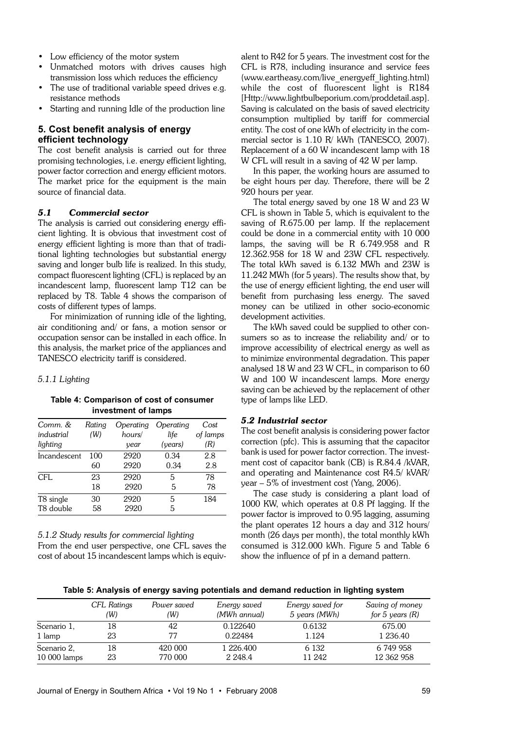- Low efficiency of the motor system
- Unmatched motors with drives causes high transmission loss which reduces the efficiency
- The use of traditional variable speed drives e.g. resistance methods
- Starting and running Idle of the production line

## 5. Cost benefit analysis of energy efficient technology

The cost benefit analysis is carried out for three promising technologies, i.e. energy efficient lighting, power factor correction and energy efficient motors. The market price for the equipment is the main source of financial data.

### *5.1 Commercial sector*

The analysis is carried out considering energy efficient lighting. It is obvious that investment cost of energy efficient lighting is more than that of traditional lighting technologies but substantial energy saving and longer bulb life is realized. In this study, compact fluorescent lighting (CFL) is replaced by an incandescent lamp, fluorescent lamp T12 can be replaced by T8. Table 4 shows the comparison of costs of different types of lamps.

For minimization of running idle of the lighting, air conditioning and/ or fans, a motion sensor or occupation sensor can be installed in each office. In this analysis, the market price of the appliances and TANESCO electricity tariff is considered.

#### *5.1.1 Lighting*

**Table 4: Comparison of cost of consumer investment of lamps**

| *Comm. & industrial lighting* | *Rating (W)* | *Operating hours/ year* | *Operating life (years)* | *Cost of lamps (R)* |
|---|---|---|---|---|
| Incandescent | 100 | 2920 | 0.34 | 2.8 |
| | 60 | 2920 | 0.34 | 2.8 |
| CFL | 23 | 2920 | 5 | 78 |
| | 18 | 2920 | 5 | 78 |
| T8 single | 30 | 2920 | 5 | 184 |
| T8 double | 58 | 2920 | 5 | |

#### *5.1.2 Study results for commercial lighting*

From the end user perspective, one CFL saves the cost of about 15 incandescent lamps which is equivalent to R42 for 5 years. The investment cost for the CFL is R78, including insurance and service fees (www.eartheasy.com/live_energyeff_lighting.html) while the cost of fluorescent light is R184 [Http://www.lightbulbeporium.com/proddetail.asp]. Saving is calculated on the basis of saved electricity consumption multiplied by tariff for commercial entity. The cost of one kWh of electricity in the commercial sector is 1.10 R/ kWh (TANESCO, 2007). Replacement of a 60 W incandescent lamp with 18 W CFL will result in a saving of 42 W per lamp.

In this paper, the working hours are assumed to be eight hours per day. Therefore, there will be 2 920 hours per year.

The total energy saved by one 18 W and 23 W CFL is shown in Table 5, which is equivalent to the saving of R.675.00 per lamp. If the replacement could be done in a commercial entity with 10 000 lamps, the saving will be R 6.749.958 and R 12.362.958 for 18 W and 23W CFL respectively. The total kWh saved is 6.132 MWh and 23W is 11.242 MWh (for 5 years). The results show that, by the use of energy efficient lighting, the end user will benefit from purchasing less energy. The saved money can be utilized in other socio-economic development activities.

The kWh saved could be supplied to other consumers so as to increase the reliability and/ or to improve accessibility of electrical energy as well as to minimize environmental degradation. This paper analysed 18 W and 23 W CFL, in comparison to 60 W and 100 W incandescent lamps. More energy saving can be achieved by the replacement of other type of lamps like LED.

### *5.2 Industrial sector*

The cost benefit analysis is considering power factor correction (pfc). This is assuming that the capacitor bank is used for power factor correction. The investment cost of capacitor bank (CB) is R.84.4 /kVAR, and operating and Maintenance cost R4.5/ kVAR/ year – 5% of investment cost (Yang, 2006).

The case study is considering a plant load of 1000 KW, which operates at 0.8 Pf lagging. If the power factor is improved to 0.95 lagging, assuming the plant operates 12 hours a day and 312 hours/ month (26 days per month), the total monthly kWh consumed is 312.000 kWh. Figure 5 and Table 6 show the influence of pf in a demand pattern.

**Table 5: Analysis of energy saving potentials and demand reduction in lighting system**

| | *CFL Ratings (W)* | *Power saved (W)* | *Energy saved (MWh annual)* | *Energy saved for 5 years (MWh)* | *Saving of money for 5 years (R)* |
|---|---|---|---|---|---|
| Scenario 1, | 18 | 42 | 0.122640 | 0.6132 | 675.00 |
| 1 lamp | 23 | 77 | 0.22484 | 1.124 | 1 236.40 |
| Scenario 2, | 18 | 420 000 | 1 226.400 | 6 132 | 6 749 958 |
| 10 000 lamps | 23 | 770 000 | 2 248.4 | 11 242 | 12 362 958 |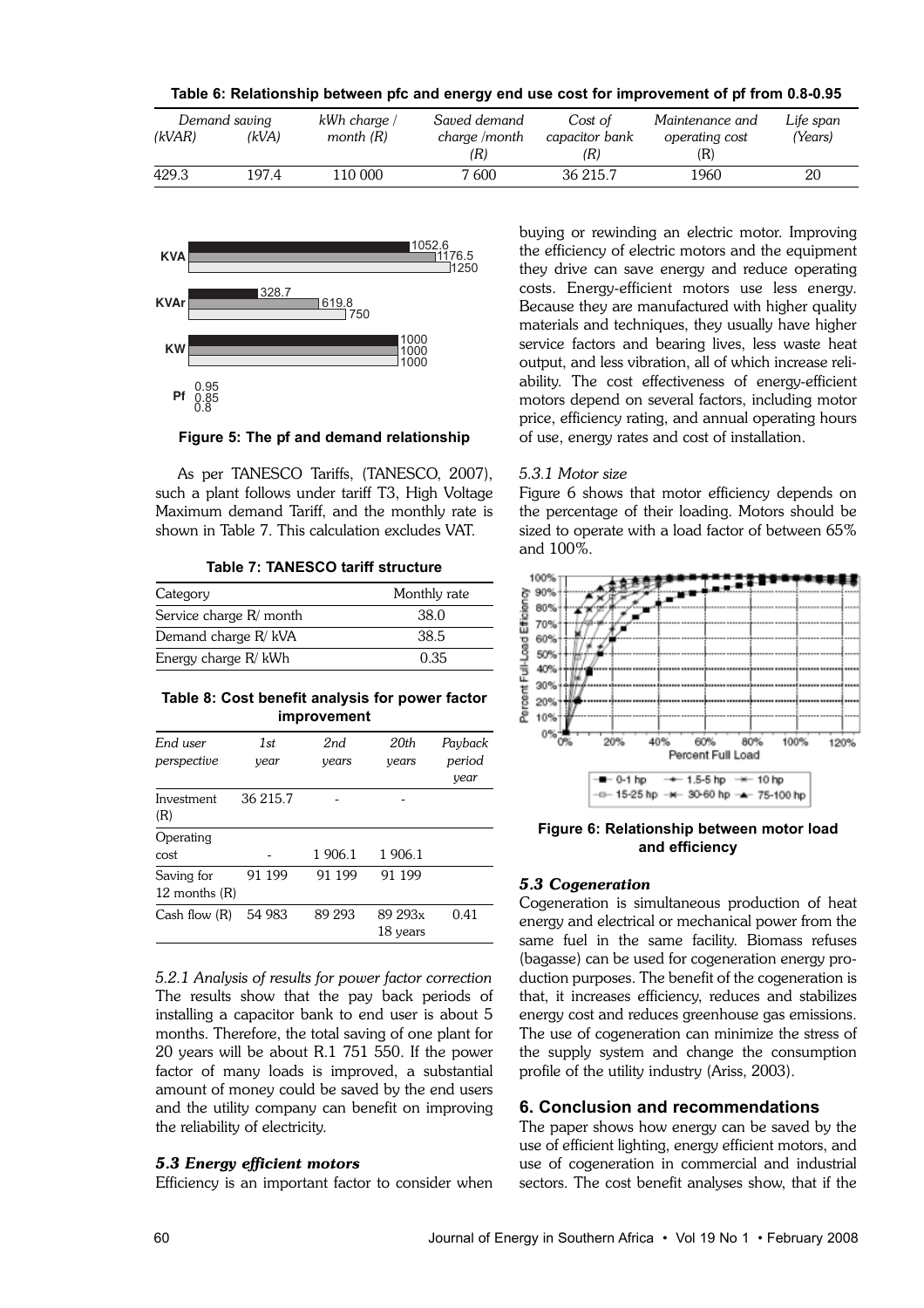**Table 6: Relationship between pfc and energy end use cost for improvement of pf from 0.8-0.95**

| *Demand saving* (kVAR) | *Demand saving* (kVA) | *kWh charge / month (R)* | *Saved demand charge /month (R)* | *Cost of capacitor bank (R)* | *Maintenance and operating cost (R)* | *Life span (Years)* |
|---|---|---|---|---|---|---|
| 429.3 | 197.4 | 110 000 | 7 600 | 36 215.7 | 1960 | 20 |

**Figure 5: The pf and demand relationship**

As per TANESCO Tariffs, (TANESCO, 2007), such a plant follows under tariff T3, High Voltage Maximum demand Tariff, and the monthly rate is shown in Table 7. This calculation excludes VAT.

**Table 7: TANESCO tariff structure**

| Category | Monthly rate |
|---|---|
| Service charge R/ month | 38.0 |
| Demand charge R/ kVA | 38.5 |
| Energy charge R/ kWh | 0.35 |

**Table 8: Cost benefit analysis for power factor improvement**

| *End user perspective* | *1st year* | *2nd years* | *20th years* | *Payback period year* |
|---|---|---|---|---|
| Investment (R) | 36 215.7 | - | - | |
| Operating cost | - | 1 906.1 | 1 906.1 | |
| Saving for 12 months (R) | 91 199 | 91 199 | 91 199 | |
| Cash flow (R) | 54 983 | 89 293 | 89 293x 18 years | 0.41 |

*5.2.1 Analysis of results for power factor correction*

The results show that the pay back periods of installing a capacitor bank to end user is about 5 months. Therefore, the total saving of one plant for 20 years will be about R.1 751 550. If the power factor of many loads is improved, a substantial amount of money could be saved by the end users and the utility company can benefit on improving the reliability of electricity.

### *5.3 Energy efficient motors*

Efficiency is an important factor to consider when buying or rewinding an electric motor. Improving the efficiency of electric motors and the equipment they drive can save energy and reduce operating costs. Energy-efficient motors use less energy. Because they are manufactured with higher quality materials and techniques, they usually have higher service factors and bearing lives, less waste heat output, and less vibration, all of which increase reliability. The cost effectiveness of energy-efficient motors depend on several factors, including motor price, efficiency rating, and annual operating hours of use, energy rates and cost of installation.

*5.3.1 Motor size*

Figure 6 shows that motor efficiency depends on the percentage of their loading. Motors should be sized to operate with a load factor of between 65% and 100%.

**Figure 6: Relationship between motor load and efficiency**

### *5.3 Cogeneration*

Cogeneration is simultaneous production of heat energy and electrical or mechanical power from the same fuel in the same facility. Biomass refuses (bagasse) can be used for cogeneration energy production purposes. The benefit of the cogeneration is that, it increases efficiency, reduces and stabilizes energy cost and reduces greenhouse gas emissions. The use of cogeneration can minimize the stress of the supply system and change the consumption profile of the utility industry (Ariss, 2003).

## 6. Conclusion and recommendations

The paper shows how energy can be saved by the use of efficient lighting, energy efficient motors, and use of cogeneration in commercial and industrial sectors. The cost benefit analyses show, that if the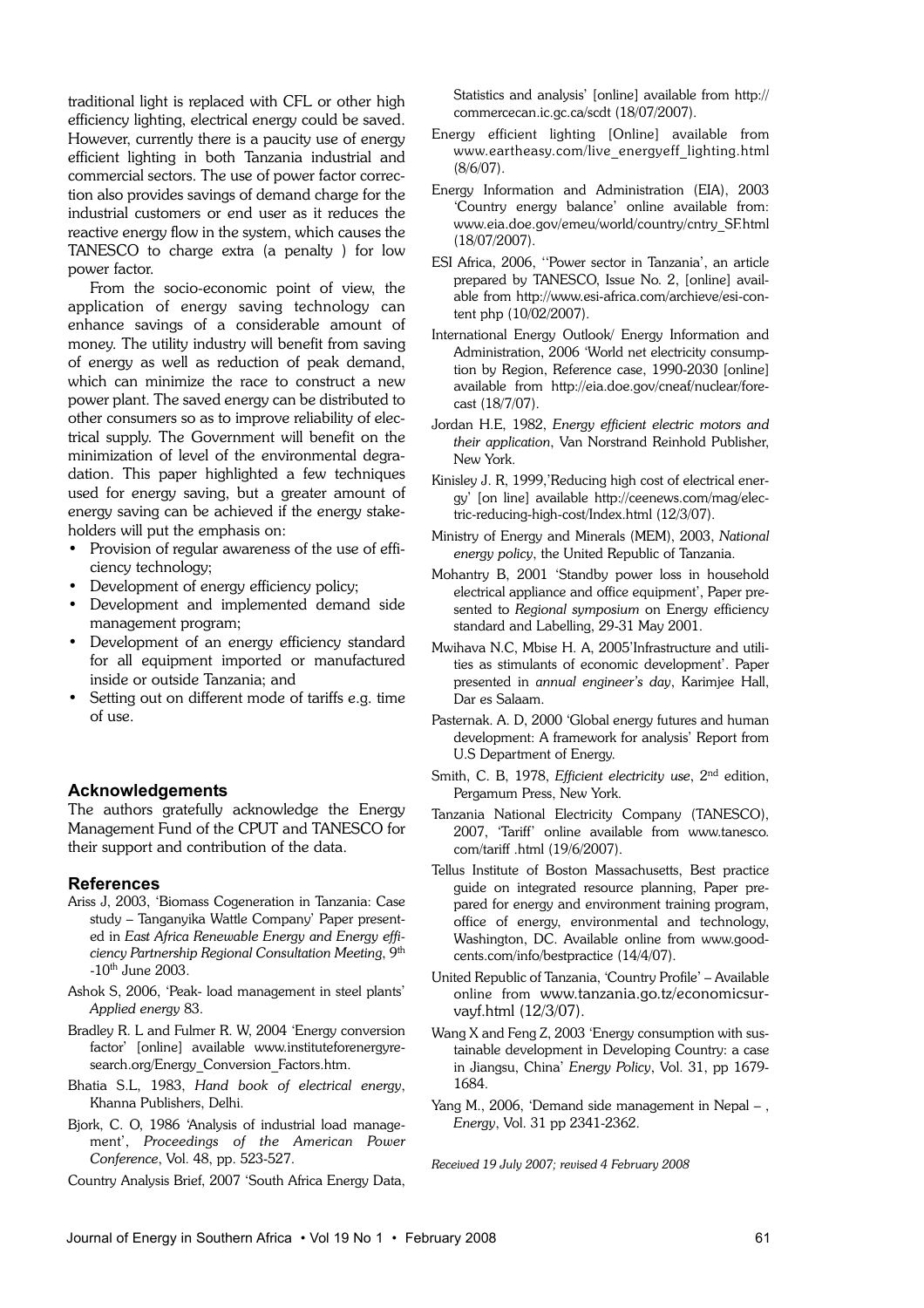traditional light is replaced with CFL or other high efficiency lighting, electrical energy could be saved. However, currently there is a paucity use of energy efficient lighting in both Tanzania industrial and commercial sectors. The use of power factor correction also provides savings of demand charge for the industrial customers or end user as it reduces the reactive energy flow in the system, which causes the TANESCO to charge extra (a penalty ) for low power factor.

From the socio-economic point of view, the application of energy saving technology can enhance savings of a considerable amount of money. The utility industry will benefit from saving of energy as well as reduction of peak demand, which can minimize the race to construct a new power plant. The saved energy can be distributed to other consumers so as to improve reliability of electrical supply. The Government will benefit on the minimization of level of the environmental degradation. This paper highlighted a few techniques used for energy saving, but a greater amount of energy saving can be achieved if the energy stakeholders will put the emphasis on:

- Provision of regular awareness of the use of efficiency technology;
- Development of energy efficiency policy;
- Development and implemented demand side management program;
- Development of an energy efficiency standard for all equipment imported or manufactured inside or outside Tanzania; and
- Setting out on different mode of tariffs e.g. time of use.

## Acknowledgements

The authors gratefully acknowledge the Energy Management Fund of the CPUT and TANESCO for their support and contribution of the data.

## References

Ariss J, 2003, 'Biomass Cogeneration in Tanzania: Case study – Tanganyika Wattle Company' Paper presented in *East Africa Renewable Energy and Energy efficiency Partnership Regional Consultation Meeting*, 9th -10th June 2003.

Ashok S, 2006, 'Peak- load management in steel plants' *Applied energy* 83.

Bradley R. L and Fulmer R. W, 2004 'Energy conversion factor' [online] available www.instituteforenergyresearch.org/Energy_Conversion_Factors.htm.

Bhatia S.L, 1983, *Hand book of electrical energy*, Khanna Publishers, Delhi.

Bjork, C. O, 1986 'Analysis of industrial load management', *Proceedings of the American Power Conference*, Vol. 48, pp. 523-527.

Country Analysis Brief, 2007 'South Africa Energy Data, Statistics and analysis' [online] available from http://commercecan.ic.gc.ca/scdt (18/07/2007).

Energy efficient lighting [Online] available from www.eartheasy.com/live_energyeff_lighting.html (8/6/07).

Energy Information and Administration (EIA), 2003 'Country energy balance' online available from: www.eia.doe.gov/emeu/world/country/cntry_SF.html (18/07/2007).

ESI Africa, 2006, ''Power sector in Tanzania', an article prepared by TANESCO, Issue No. 2, [online] available from http://www.esi-africa.com/archieve/esi-content php (10/02/2007).

International Energy Outlook/ Energy Information and Administration, 2006 'World net electricity consumption by Region, Reference case, 1990-2030 [online] available from http://eia.doe.gov/cneaf/nuclear/forecast (18/7/07).

Jordan H.E, 1982, *Energy efficient electric motors and their application*, Van Norstrand Reinhold Publisher, New York.

Kinisley J. R, 1999,'Reducing high cost of electrical energy' [on line] available http://ceenews.com/mag/electric-reducing-high-cost/Index.html (12/3/07).

Ministry of Energy and Minerals (MEM), 2003, *National energy policy*, the United Republic of Tanzania.

Mohantry B, 2001 'Standby power loss in household electrical appliance and office equipment', Paper presented to *Regional symposium* on Energy efficiency standard and Labelling, 29-31 May 2001.

Mwihava N.C, Mbise H. A, 2005'Infrastructure and utilities as stimulants of economic development'. Paper presented in *annual engineer's day*, Karimjee Hall, Dar es Salaam.

Pasternak. A. D, 2000 'Global energy futures and human development: A framework for analysis' Report from U.S Department of Energy.

Smith, C. B, 1978, *Efficient electricity use*, 2nd edition, Pergamum Press, New York.

Tanzania National Electricity Company (TANESCO), 2007, 'Tariff' online available from www.tanesco.com/tariff .html (19/6/2007).

Tellus Institute of Boston Massachusetts, Best practice guide on integrated resource planning, Paper prepared for energy and environment training program, office of energy, environmental and technology, Washington, DC. Available online from www.goodcents.com/info/bestpractice (14/4/07).

United Republic of Tanzania, 'Country Profile' – Available online from www.tanzania.go.tz/economicsurvayf.html (12/3/07).

Wang X and Feng Z, 2003 'Energy consumption with sustainable development in Developing Country: a case in Jiangsu, China' *Energy Policy*, Vol. 31, pp 1679-1684.

Yang M., 2006, 'Demand side management in Nepal – , *Energy*, Vol. 31 pp 2341-2362.

*Received 19 July 2007; revised 4 February 2008*